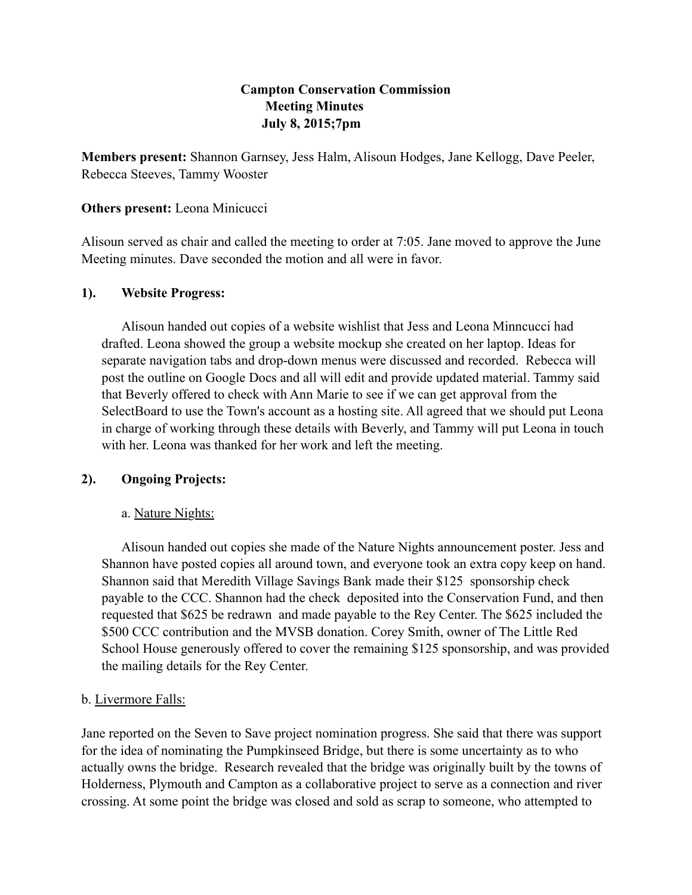**Campton Conservation Commission**
**Meeting Minutes**
**July 8, 2015;7pm**

**Members present:** Shannon Garnsey, Jess Halm, Alisoun Hodges, Jane Kellogg, Dave Peeler, Rebecca Steeves, Tammy Wooster

**Others present:** Leona Minicucci

Alisoun served as chair and called the meeting to order at 7:05. Jane moved to approve the June Meeting minutes. Dave seconded the motion and all were in favor.

**1). Website Progress:**

Alisoun handed out copies of a website wishlist that Jess and Leona Minncucci had drafted. Leona showed the group a website mockup she created on her laptop. Ideas for separate navigation tabs and drop-down menus were discussed and recorded. Rebecca will post the outline on Google Docs and all will edit and provide updated material. Tammy said that Beverly offered to check with Ann Marie to see if we can get approval from the SelectBoard to use the Town's account as a hosting site. All agreed that we should put Leona in charge of working through these details with Beverly, and Tammy will put Leona in touch with her. Leona was thanked for her work and left the meeting.

**2). Ongoing Projects:**

a. Nature Nights:

Alisoun handed out copies she made of the Nature Nights announcement poster. Jess and Shannon have posted copies all around town, and everyone took an extra copy keep on hand. Shannon said that Meredith Village Savings Bank made their $125 sponsorship check payable to the CCC. Shannon had the check deposited into the Conservation Fund, and then requested that $625 be redrawn and made payable to the Rey Center. The $625 included the $500 CCC contribution and the MVSB donation. Corey Smith, owner of The Little Red School House generously offered to cover the remaining $125 sponsorship, and was provided the mailing details for the Rey Center.

b. Livermore Falls:

Jane reported on the Seven to Save project nomination progress. She said that there was support for the idea of nominating the Pumpkinseed Bridge, but there is some uncertainty as to who actually owns the bridge. Research revealed that the bridge was originally built by the towns of Holderness, Plymouth and Campton as a collaborative project to serve as a connection and river crossing. At some point the bridge was closed and sold as scrap to someone, who attempted to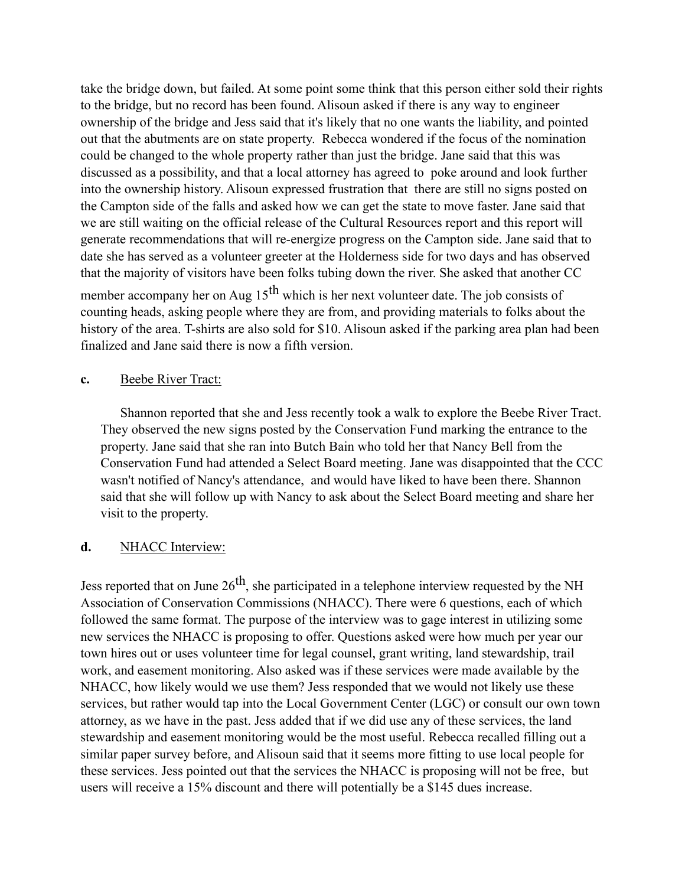take the bridge down, but failed. At some point some think that this person either sold their rights to the bridge, but no record has been found. Alisoun asked if there is any way to engineer ownership of the bridge and Jess said that it's likely that no one wants the liability, and pointed out that the abutments are on state property. Rebecca wondered if the focus of the nomination could be changed to the whole property rather than just the bridge. Jane said that this was discussed as a possibility, and that a local attorney has agreed to poke around and look further into the ownership history. Alisoun expressed frustration that there are still no signs posted on the Campton side of the falls and asked how we can get the state to move faster. Jane said that we are still waiting on the official release of the Cultural Resources report and this report will generate recommendations that will re-energize progress on the Campton side. Jane said that to date she has served as a volunteer greeter at the Holderness side for two days and has observed that the majority of visitors have been folks tubing down the river. She asked that another CC member accompany her on Aug 15th which is her next volunteer date. The job consists of counting heads, asking people where they are from, and providing materials to folks about the history of the area. T-shirts are also sold for $10. Alisoun asked if the parking area plan had been finalized and Jane said there is now a fifth version.

**c.** Beebe River Tract:

Shannon reported that she and Jess recently took a walk to explore the Beebe River Tract. They observed the new signs posted by the Conservation Fund marking the entrance to the property. Jane said that she ran into Butch Bain who told her that Nancy Bell from the Conservation Fund had attended a Select Board meeting. Jane was disappointed that the CCC wasn't notified of Nancy's attendance, and would have liked to have been there. Shannon said that she will follow up with Nancy to ask about the Select Board meeting and share her visit to the property.

**d.** NHACC Interview:

Jess reported that on June 26th, she participated in a telephone interview requested by the NH Association of Conservation Commissions (NHACC). There were 6 questions, each of which followed the same format. The purpose of the interview was to gage interest in utilizing some new services the NHACC is proposing to offer. Questions asked were how much per year our town hires out or uses volunteer time for legal counsel, grant writing, land stewardship, trail work, and easement monitoring. Also asked was if these services were made available by the NHACC, how likely would we use them? Jess responded that we would not likely use these services, but rather would tap into the Local Government Center (LGC) or consult our own town attorney, as we have in the past. Jess added that if we did use any of these services, the land stewardship and easement monitoring would be the most useful. Rebecca recalled filling out a similar paper survey before, and Alisoun said that it seems more fitting to use local people for these services. Jess pointed out that the services the NHACC is proposing will not be free, but users will receive a 15% discount and there will potentially be a $145 dues increase.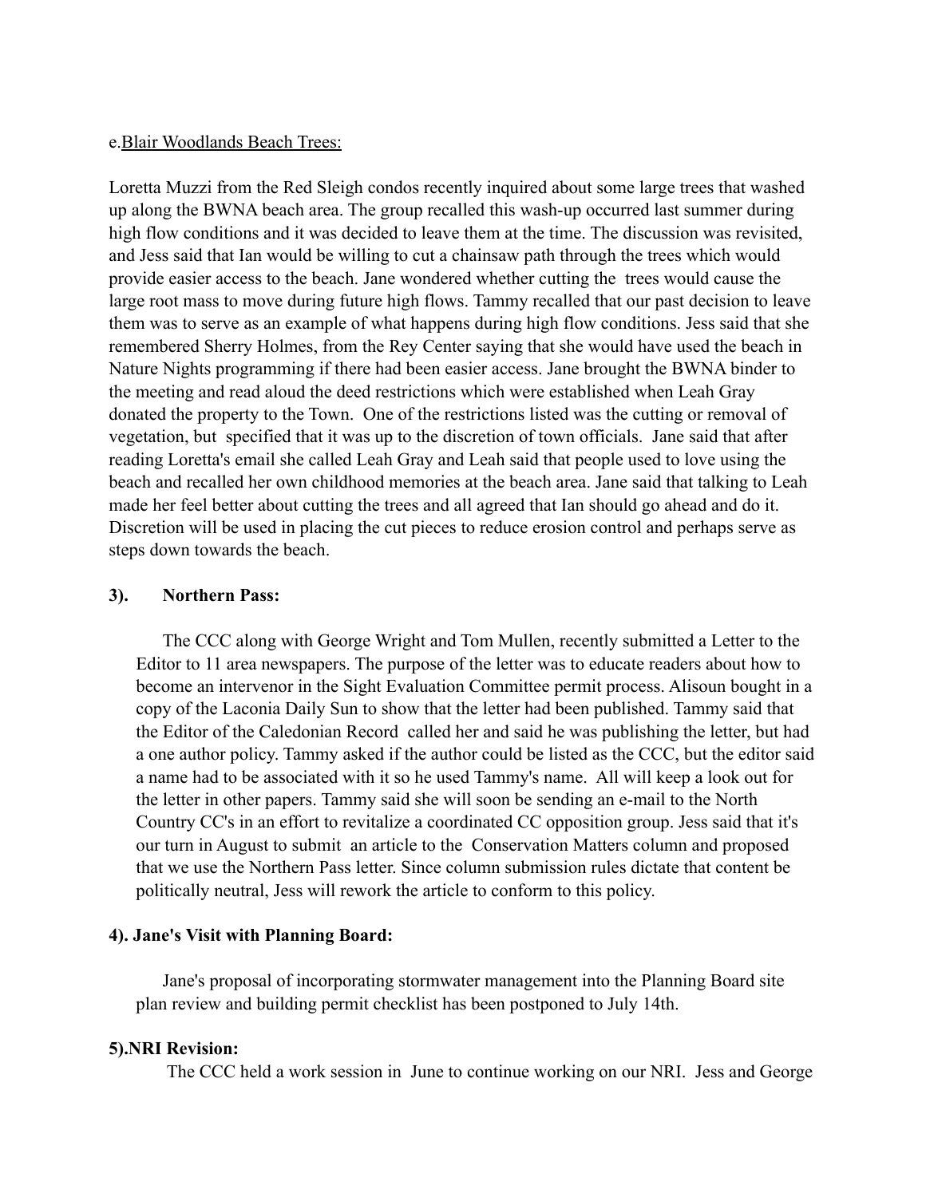e.Blair Woodlands Beach Trees:

Loretta Muzzi from the Red Sleigh condos recently inquired about some large trees that washed up along the BWNA beach area. The group recalled this wash-up occurred last summer during high flow conditions and it was decided to leave them at the time. The discussion was revisited, and Jess said that Ian would be willing to cut a chainsaw path through the trees which would provide easier access to the beach. Jane wondered whether cutting the trees would cause the large root mass to move during future high flows. Tammy recalled that our past decision to leave them was to serve as an example of what happens during high flow conditions. Jess said that she remembered Sherry Holmes, from the Rey Center saying that she would have used the beach in Nature Nights programming if there had been easier access. Jane brought the BWNA binder to the meeting and read aloud the deed restrictions which were established when Leah Gray donated the property to the Town. One of the restrictions listed was the cutting or removal of vegetation, but specified that it was up to the discretion of town officials. Jane said that after reading Loretta's email she called Leah Gray and Leah said that people used to love using the beach and recalled her own childhood memories at the beach area. Jane said that talking to Leah made her feel better about cutting the trees and all agreed that Ian should go ahead and do it. Discretion will be used in placing the cut pieces to reduce erosion control and perhaps serve as steps down towards the beach.

**3). Northern Pass:**

The CCC along with George Wright and Tom Mullen, recently submitted a Letter to the Editor to 11 area newspapers. The purpose of the letter was to educate readers about how to become an intervenor in the Sight Evaluation Committee permit process. Alisoun bought in a copy of the Laconia Daily Sun to show that the letter had been published. Tammy said that the Editor of the Caledonian Record called her and said he was publishing the letter, but had a one author policy. Tammy asked if the author could be listed as the CCC, but the editor said a name had to be associated with it so he used Tammy's name. All will keep a look out for the letter in other papers. Tammy said she will soon be sending an e-mail to the North Country CC's in an effort to revitalize a coordinated CC opposition group. Jess said that it's our turn in August to submit an article to the Conservation Matters column and proposed that we use the Northern Pass letter. Since column submission rules dictate that content be politically neutral, Jess will rework the article to conform to this policy.

**4). Jane's Visit with Planning Board:**

Jane's proposal of incorporating stormwater management into the Planning Board site plan review and building permit checklist has been postponed to July 14th.

**5).NRI Revision:**

The CCC held a work session in June to continue working on our NRI. Jess and George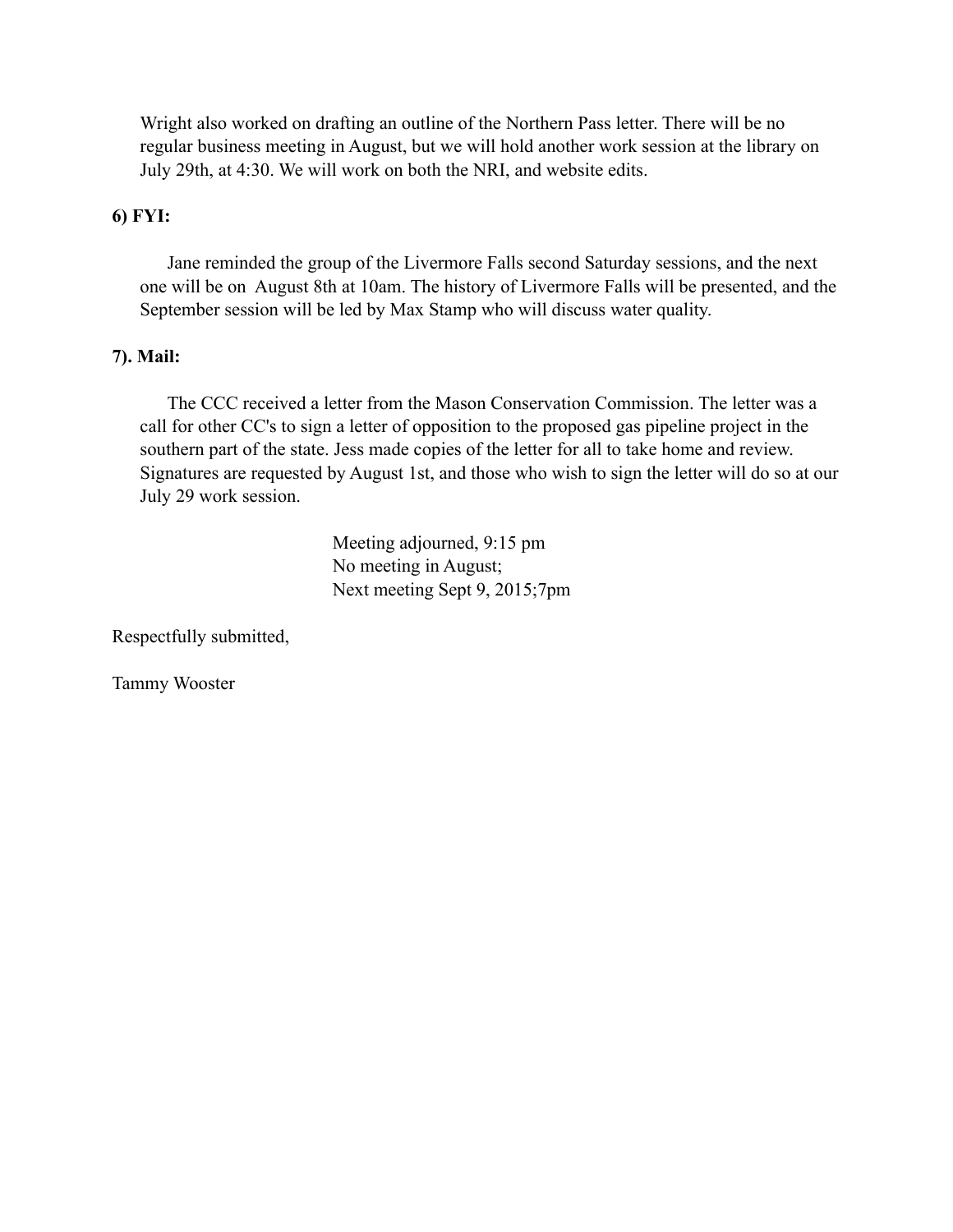Wright also worked on drafting an outline of the Northern Pass letter. There will be no regular business meeting in August, but we will hold another work session at the library on July 29th, at 4:30. We will work on both the NRI, and website edits.

**6) FYI:**

Jane reminded the group of the Livermore Falls second Saturday sessions, and the next one will be on August 8th at 10am. The history of Livermore Falls will be presented, and the September session will be led by Max Stamp who will discuss water quality.

**7). Mail:**

The CCC received a letter from the Mason Conservation Commission. The letter was a call for other CC's to sign a letter of opposition to the proposed gas pipeline project in the southern part of the state. Jess made copies of the letter for all to take home and review. Signatures are requested by August 1st, and those who wish to sign the letter will do so at our July 29 work session.

Meeting adjourned, 9:15 pm
No meeting in August;
Next meeting Sept 9, 2015;7pm

Respectfully submitted,

Tammy Wooster